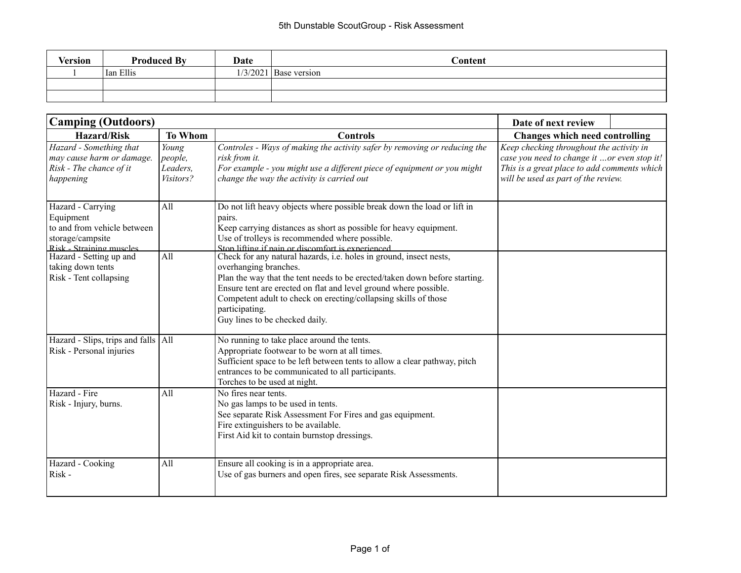# 5th Dunstable ScoutGroup - Risk Assessment

| Version | Produced By | Date | Content |
|---|---|---|---|
| 1 | Ian Ellis | 1/3/2021 | Base version |
| | | | |
| | | | |

| **Camping (Outdoors)** | | | **Date of next review** | |
|---|---|---|---|---|
| **Hazard/Risk** | **To Whom** | **Controls** | **Changes which need controlling** | |
| *Hazard - Something that may cause harm or damage.*<br>*Risk - The chance of it happening* | *Young people, Leaders, Visitors?* | *Controles - Ways of making the activity safer by removing or reducing the risk from it.*<br>*For example - you might use a different piece of equipment or you might change the way the activity is carried out* | *Keep checking throughout the activity in case you need to change it …or even stop it! This is a great place to add comments which will be used as part of the review.* | |
| Hazard - Carrying Equipment<br>to and from vehicle between storage/campsite<br>Risk - Straining muscles | All | Do not lift heavy objects where possible break down the load or lift in pairs.<br>Keep carrying distances as short as possible for heavy equipment.<br>Use of trolleys is recommended where possible.<br>Stop lifting if pain or discomfort is experienced | | |
| Hazard - Setting up and taking down tents<br>Risk - Tent collapsing | All | Check for any natural hazards, i.e. holes in ground, insect nests, overhanging branches.<br>Plan the way that the tent needs to be erected/taken down before starting.<br>Ensure tent are erected on flat and level ground where possible.<br>Competent adult to check on erecting/collapsing skills of those participating.<br>Guy lines to be checked daily. | | |
| Hazard - Slips, trips and falls<br>Risk - Personal injuries | All | No running to take place around the tents.<br>Appropriate footwear to be worn at all times.<br>Sufficient space to be left between tents to allow a clear pathway, pitch entrances to be communicated to all participants.<br>Torches to be used at night. | | |
| Hazard - Fire<br>Risk - Injury, burns. | All | No fires near tents.<br>No gas lamps to be used in tents.<br>See separate Risk Assessment For Fires and gas equipment.<br>Fire extinguishers to be available.<br>First Aid kit to contain burnstop dressings. | | |
| Hazard - Cooking<br>Risk - | All | Ensure all cooking is in a appropriate area.<br>Use of gas burners and open fires, see separate Risk Assessments. | | |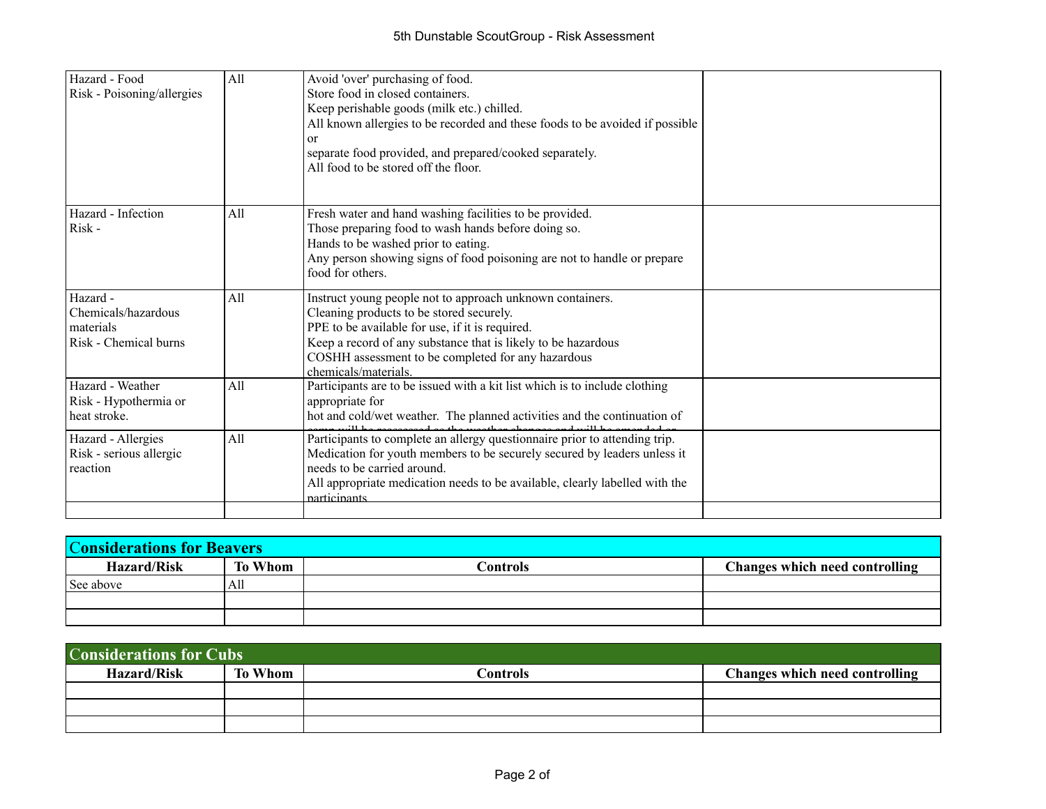| | | | |
|---|---|---|---|
| Hazard - Food<br>Risk - Poisoning/allergies | All | Avoid 'over' purchasing of food.<br>Store food in closed containers.<br>Keep perishable goods (milk etc.) chilled.<br>All known allergies to be recorded and these foods to be avoided if possible or<br>separate food provided, and prepared/cooked separately.<br>All food to be stored off the floor. | |
| Hazard - Infection<br>Risk - | All | Fresh water and hand washing facilities to be provided.<br>Those preparing food to wash hands before doing so.<br>Hands to be washed prior to eating.<br>Any person showing signs of food poisoning are not to handle or prepare food for others. | |
| Hazard - Chemicals/hazardous materials<br>Risk - Chemical burns | All | Instruct young people not to approach unknown containers.<br>Cleaning products to be stored securely.<br>PPE to be available for use, if it is required.<br>Keep a record of any substance that is likely to be hazardous<br>COSHH assessment to be completed for any hazardous chemicals/materials. | |
| Hazard - Weather<br>Risk - Hypothermia or heat stroke. | All | Participants are to be issued with a kit list which is to include clothing appropriate for<br>hot and cold/wet weather. The planned activities and the continuation of camp will be reassessed as the weather changes and will be amended or | |
| Hazard - Allergies<br>Risk - serious allergic reaction | All | Participants to complete an allergy questionnaire prior to attending trip.<br>Medication for youth members to be securely secured by leaders unless it needs to be carried around.<br>All appropriate medication needs to be available, clearly labelled with the participants | |
| | | | |

## Considerations for Beavers

| Hazard/Risk | To Whom | Controls | Changes which need controlling |
|---|---|---|---|
| See above | All | | |
| | | | |
| | | | |

## Considerations for Cubs

| Hazard/Risk | To Whom | Controls | Changes which need controlling |
|---|---|---|---|
| | | | |
| | | | |
| | | | |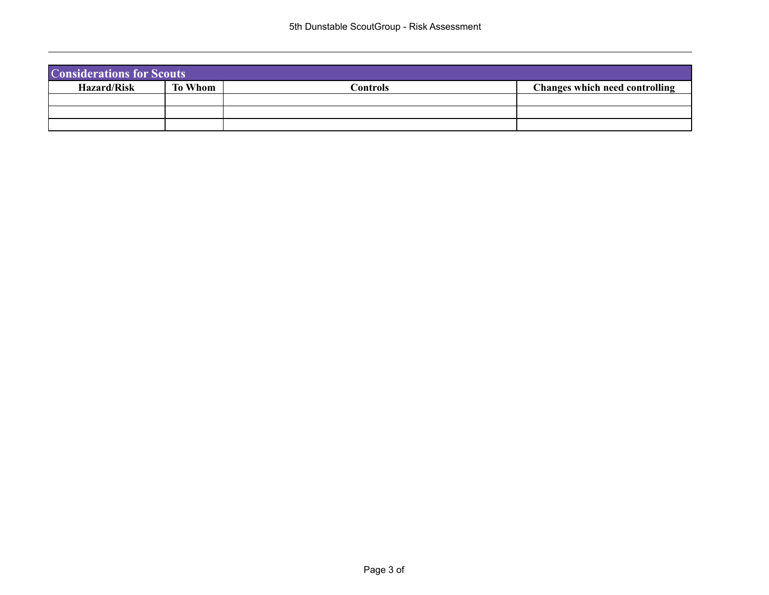## Considerations for Scouts

| Hazard/Risk | To Whom | Controls | Changes which need controlling |
|---|---|---|---|
| | | | |
| | | | |
| | | | |